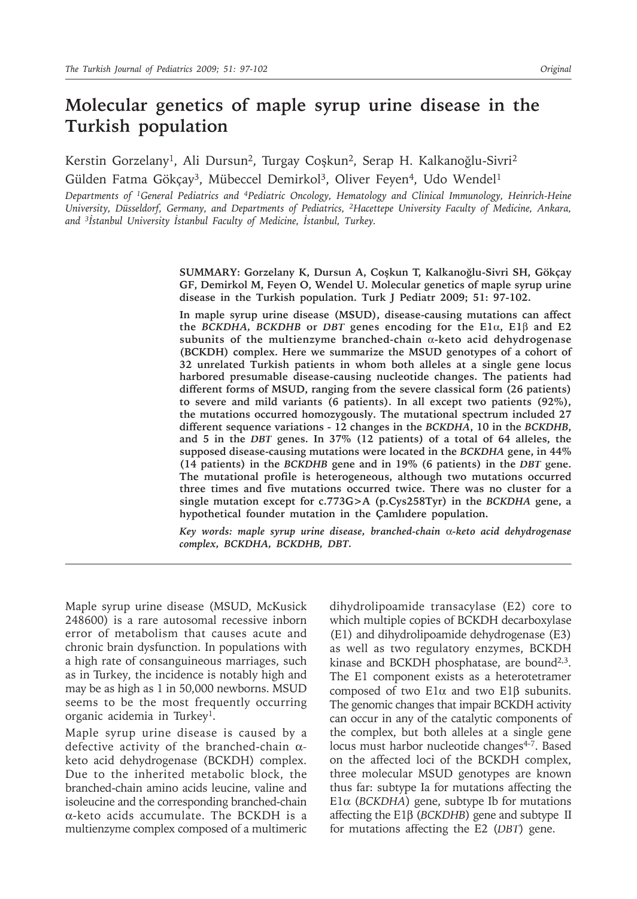# Molecular genetics of maple syrup urine disease in the Turkish population

Kerstin Gorzelany[1], Ali Dursun[2], Turgay Coşkun[2], Serap H. Kalkanoğlu-Sivri[2]
Gülden Fatma Gökçay[3], Mübeccel Demirkol[3], Oliver Feyen[4], Udo Wendel[1]

*Departments of [1]General Pediatrics and [4]Pediatric Oncology, Hematology and Clinical Immunology, Heinrich-Heine University, Düsseldorf, Germany, and Departments of Pediatrics, [2]Hacettepe University Faculty of Medicine, Ankara, and [3]İstanbul University İstanbul Faculty of Medicine, İstanbul, Turkey.*

**SUMMARY: Gorzelany K, Dursun A, Coşkun T, Kalkanoğlu-Sivri SH, Gökçay GF, Demirkol M, Feyen O, Wendel U. Molecular genetics of maple syrup urine disease in the Turkish population. Turk J Pediatr 2009; 51: 97-102.**

**In maple syrup urine disease (MSUD), disease-causing mutations can affect the *BCKDHA*, *BCKDHB* or *DBT* genes encoding for the E1α, E1β and E2 subunits of the multienzyme branched-chain α-keto acid dehydrogenase (BCKDH) complex. Here we summarize the MSUD genotypes of a cohort of 32 unrelated Turkish patients in whom both alleles at a single gene locus harbored presumable disease-causing nucleotide changes. The patients had different forms of MSUD, ranging from the severe classical form (26 patients) to severe and mild variants (6 patients). In all except two patients (92%), the mutations occurred homozygously. The mutational spectrum included 27 different sequence variations - 12 changes in the *BCKDHA*, 10 in the *BCKDHB*, and 5 in the *DBT* genes. In 37% (12 patients) of a total of 64 alleles, the supposed disease-causing mutations were located in the *BCKDHA* gene, in 44% (14 patients) in the *BCKDHB* gene and in 19% (6 patients) in the *DBT* gene. The mutational profile is heterogeneous, although two mutations occurred three times and five mutations occurred twice. There was no cluster for a single mutation except for c.773G>A (p.Cys258Tyr) in the *BCKDHA* gene, a hypothetical founder mutation in the Çamlıdere population.**

***Key words: maple syrup urine disease, branched-chain α-keto acid dehydrogenase complex, BCKDHA, BCKDHB, DBT.***

---

Maple syrup urine disease (MSUD, McKusick 248600) is a rare autosomal recessive inborn error of metabolism that causes acute and chronic brain dysfunction. In populations with a high rate of consanguineous marriages, such as in Turkey, the incidence is notably high and may be as high as 1 in 50,000 newborns. MSUD seems to be the most frequently occurring organic acidemia in Turkey[1].

Maple syrup urine disease is caused by a defective activity of the branched-chain α-keto acid dehydrogenase (BCKDH) complex. Due to the inherited metabolic block, the branched-chain amino acids leucine, valine and isoleucine and the corresponding branched-chain α-keto acids accumulate. The BCKDH is a multienzyme complex composed of a multimeric dihydrolipoamide transacylase (E2) core to which multiple copies of BCKDH decarboxylase (E1) and dihydrolipoamide dehydrogenase (E3) as well as two regulatory enzymes, BCKDH kinase and BCKDH phosphatase, are bound[2,3]. The E1 component exists as a heterotetramer composed of two E1α and two E1β subunits. The genomic changes that impair BCKDH activity can occur in any of the catalytic components of the complex, but both alleles at a single gene locus must harbor nucleotide changes[4-7]. Based on the affected loci of the BCKDH complex, three molecular MSUD genotypes are known thus far: subtype Ia for mutations affecting the E1α (*BCKDHA*) gene, subtype Ib for mutations affecting the E1β (*BCKDHB*) gene and subtype II for mutations affecting the E2 (*DBT*) gene.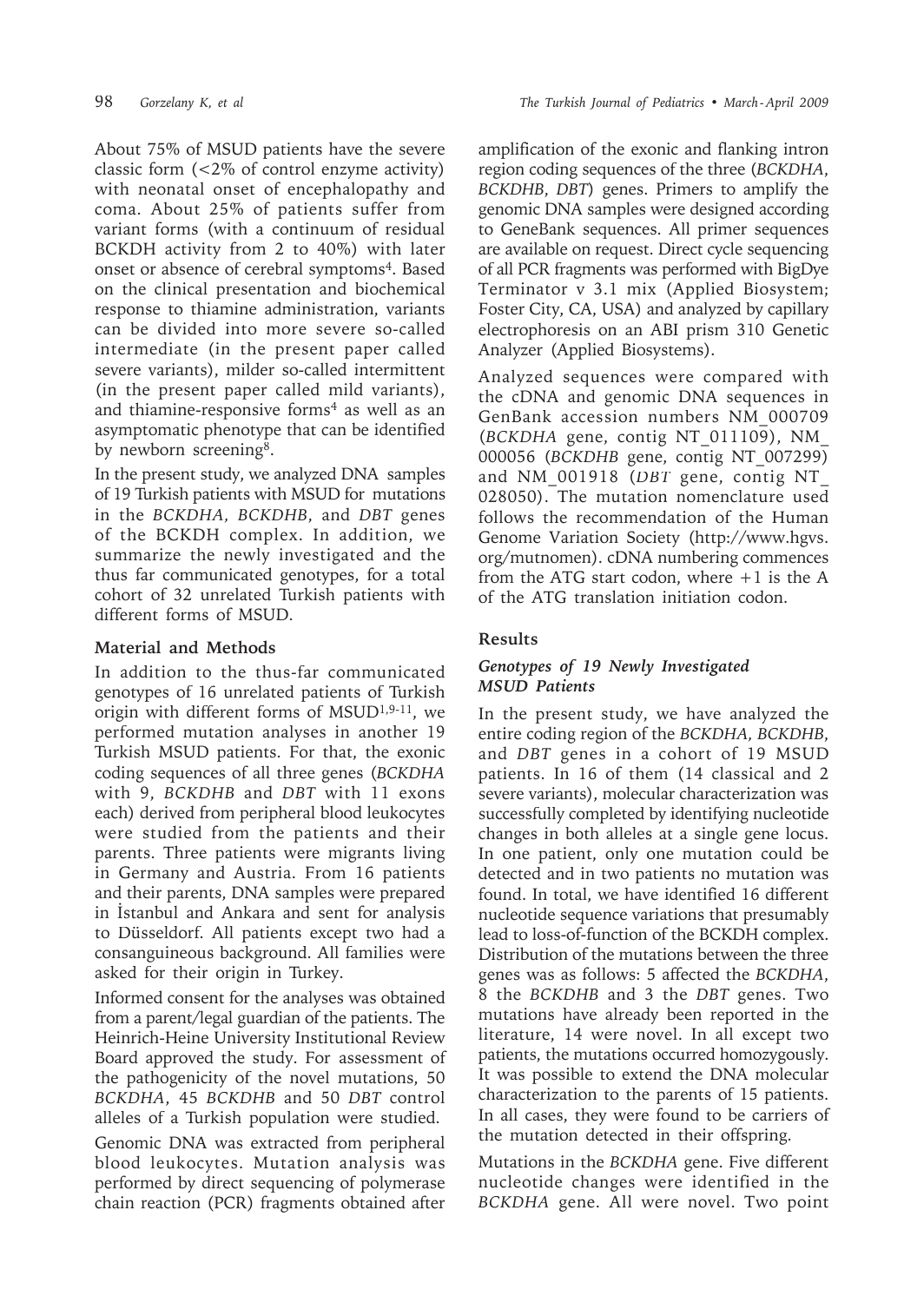About 75% of MSUD patients have the severe classic form (<2% of control enzyme activity) with neonatal onset of encephalopathy and coma. About 25% of patients suffer from variant forms (with a continuum of residual BCKDH activity from 2 to 40%) with later onset or absence of cerebral symptoms[4]. Based on the clinical presentation and biochemical response to thiamine administration, variants can be divided into more severe so-called intermediate (in the present paper called severe variants), milder so-called intermittent (in the present paper called mild variants), and thiamine-responsive forms[4] as well as an asymptomatic phenotype that can be identified by newborn screening[8].

In the present study, we analyzed DNA samples of 19 Turkish patients with MSUD for mutations in the *BCKDHA*, *BCKDHB*, and *DBT* genes of the BCKDH complex. In addition, we summarize the newly investigated and the thus far communicated genotypes, for a total cohort of 32 unrelated Turkish patients with different forms of MSUD.

## Material and Methods

In addition to the thus-far communicated genotypes of 16 unrelated patients of Turkish origin with different forms of MSUD[1,9-11], we performed mutation analyses in another 19 Turkish MSUD patients. For that, the exonic coding sequences of all three genes (*BCKDHA* with 9, *BCKDHB* and *DBT* with 11 exons each) derived from peripheral blood leukocytes were studied from the patients and their parents. Three patients were migrants living in Germany and Austria. From 16 patients and their parents, DNA samples were prepared in İstanbul and Ankara and sent for analysis to Düsseldorf. All patients except two had a consanguineous background. All families were asked for their origin in Turkey.

Informed consent for the analyses was obtained from a parent/legal guardian of the patients. The Heinrich-Heine University Institutional Review Board approved the study. For assessment of the pathogenicity of the novel mutations, 50 *BCKDHA*, 45 *BCKDHB* and 50 *DBT* control alleles of a Turkish population were studied.

Genomic DNA was extracted from peripheral blood leukocytes. Mutation analysis was performed by direct sequencing of polymerase chain reaction (PCR) fragments obtained after amplification of the exonic and flanking intron region coding sequences of the three (*BCKDHA*, *BCKDHB*, *DBT*) genes. Primers to amplify the genomic DNA samples were designed according to GeneBank sequences. All primer sequences are available on request. Direct cycle sequencing of all PCR fragments was performed with BigDye Terminator v 3.1 mix (Applied Biosystem; Foster City, CA, USA) and analyzed by capillary electrophoresis on an ABI prism 310 Genetic Analyzer (Applied Biosystems).

Analyzed sequences were compared with the cDNA and genomic DNA sequences in GenBank accession numbers NM_000709 (*BCKDHA* gene, contig NT_011109), NM_000056 (*BCKDHB* gene, contig NT_007299) and NM_001918 (*DBT* gene, contig NT_028050). The mutation nomenclature used follows the recommendation of the Human Genome Variation Society (http://www.hgvs.org/mutnomen). cDNA numbering commences from the ATG start codon, where +1 is the A of the ATG translation initiation codon.

## Results

### *Genotypes of 19 Newly Investigated MSUD Patients*

In the present study, we have analyzed the entire coding region of the *BCKDHA*, *BCKDHB*, and *DBT* genes in a cohort of 19 MSUD patients. In 16 of them (14 classical and 2 severe variants), molecular characterization was successfully completed by identifying nucleotide changes in both alleles at a single gene locus. In one patient, only one mutation could be detected and in two patients no mutation was found. In total, we have identified 16 different nucleotide sequence variations that presumably lead to loss-of-function of the BCKDH complex. Distribution of the mutations between the three genes was as follows: 5 affected the *BCKDHA*, 8 the *BCKDHB* and 3 the *DBT* genes. Two mutations have already been reported in the literature, 14 were novel. In all except two patients, the mutations occurred homozygously. It was possible to extend the DNA molecular characterization to the parents of 15 patients. In all cases, they were found to be carriers of the mutation detected in their offspring.

Mutations in the *BCKDHA* gene. Five different nucleotide changes were identified in the *BCKDHA* gene. All were novel. Two point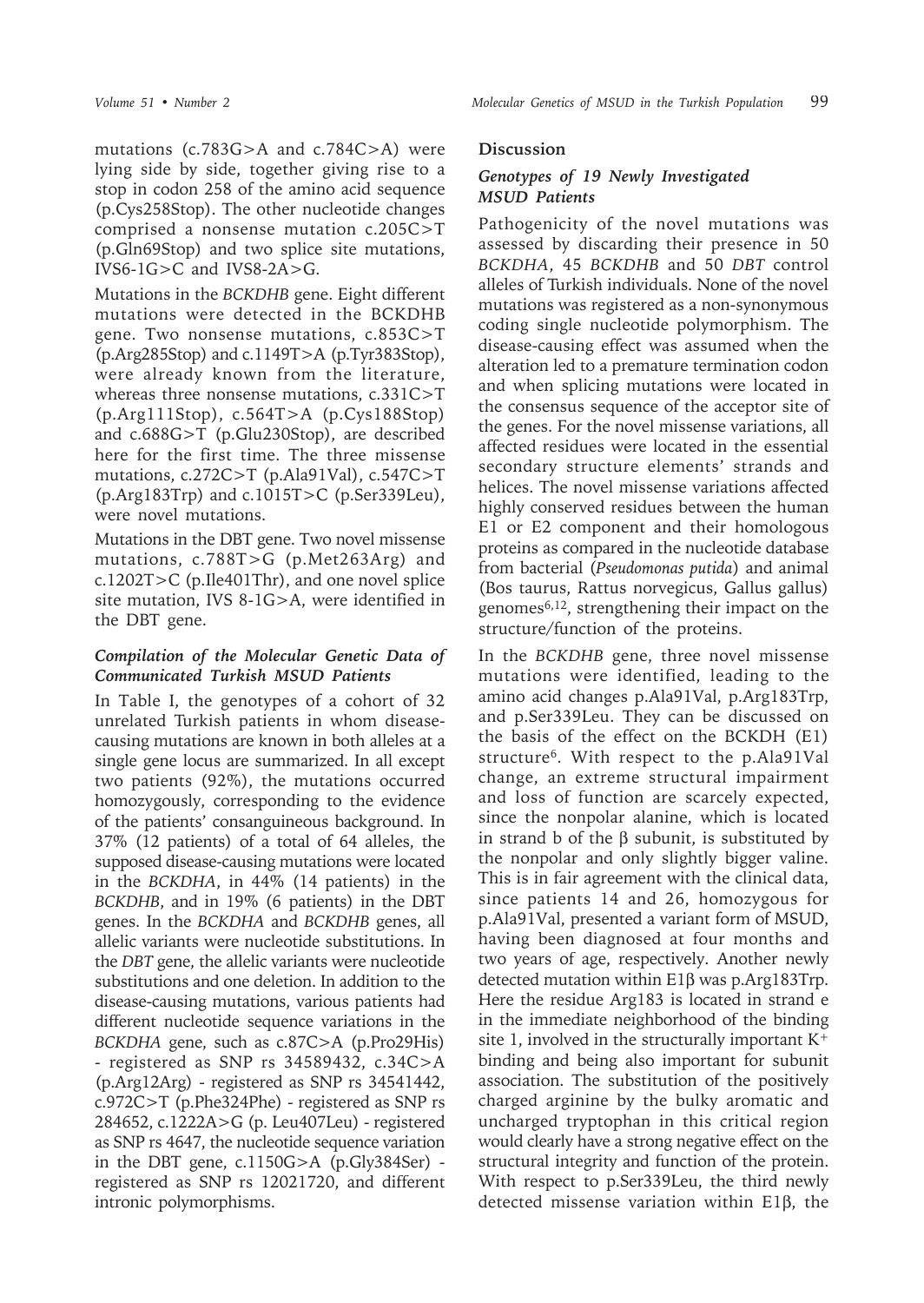mutations (c.783G>A and c.784C>A) were lying side by side, together giving rise to a stop in codon 258 of the amino acid sequence (p.Cys258Stop). The other nucleotide changes comprised a nonsense mutation c.205C>T (p.Gln69Stop) and two splice site mutations, IVS6-1G>C and IVS8-2A>G.

Mutations in the *BCKDHB* gene. Eight different mutations were detected in the BCKDHB gene. Two nonsense mutations, c.853C>T (p.Arg285Stop) and c.1149T>A (p.Tyr383Stop), were already known from the literature, whereas three nonsense mutations, c.331C>T (p.Arg111Stop), c.564T>A (p.Cys188Stop) and c.688G>T (p.Glu230Stop), are described here for the first time. The three missense mutations, c.272C>T (p.Ala91Val), c.547C>T (p.Arg183Trp) and c.1015T>C (p.Ser339Leu), were novel mutations.

Mutations in the DBT gene. Two novel missense mutations, c.788T>G (p.Met263Arg) and c.1202T>C (p.Ile401Thr), and one novel splice site mutation, IVS 8-1G>A, were identified in the DBT gene.

### *Compilation of the Molecular Genetic Data of Communicated Turkish MSUD Patients*

In Table I, the genotypes of a cohort of 32 unrelated Turkish patients in whom disease-causing mutations are known in both alleles at a single gene locus are summarized. In all except two patients (92%), the mutations occurred homozygously, corresponding to the evidence of the patients' consanguineous background. In 37% (12 patients) of a total of 64 alleles, the supposed disease-causing mutations were located in the *BCKDHA*, in 44% (14 patients) in the *BCKDHB*, and in 19% (6 patients) in the DBT genes. In the *BCKDHA* and *BCKDHB* genes, all allelic variants were nucleotide substitutions. In the *DBT* gene, the allelic variants were nucleotide substitutions and one deletion. In addition to the disease-causing mutations, various patients had different nucleotide sequence variations in the *BCKDHA* gene, such as c.87C>A (p.Pro29His) - registered as SNP rs 34589432, c.34C>A (p.Arg12Arg) - registered as SNP rs 34541442, c.972C>T (p.Phe324Phe) - registered as SNP rs 284652, c.1222A>G (p. Leu407Leu) - registered as SNP rs 4647, the nucleotide sequence variation in the DBT gene, c.1150G>A (p.Gly384Ser) - registered as SNP rs 12021720, and different intronic polymorphisms.

## Discussion

### *Genotypes of 19 Newly Investigated MSUD Patients*

Pathogenicity of the novel mutations was assessed by discarding their presence in 50 *BCKDHA*, 45 *BCKDHB* and 50 *DBT* control alleles of Turkish individuals. None of the novel mutations was registered as a non-synonymous coding single nucleotide polymorphism. The disease-causing effect was assumed when the alteration led to a premature termination codon and when splicing mutations were located in the consensus sequence of the acceptor site of the genes. For the novel missense variations, all affected residues were located in the essential secondary structure elements' strands and helices. The novel missense variations affected highly conserved residues between the human E1 or E2 component and their homologous proteins as compared in the nucleotide database from bacterial (*Pseudomonas putida*) and animal (Bos taurus, Rattus norvegicus, Gallus gallus) genomes[6,12], strengthening their impact on the structure/function of the proteins.

In the *BCKDHB* gene, three novel missense mutations were identified, leading to the amino acid changes p.Ala91Val, p.Arg183Trp, and p.Ser339Leu. They can be discussed on the basis of the effect on the BCKDH (E1) structure[6]. With respect to the p.Ala91Val change, an extreme structural impairment and loss of function are scarcely expected, since the nonpolar alanine, which is located in strand b of the β subunit, is substituted by the nonpolar and only slightly bigger valine. This is in fair agreement with the clinical data, since patients 14 and 26, homozygous for p.Ala91Val, presented a variant form of MSUD, having been diagnosed at four months and two years of age, respectively. Another newly detected mutation within E1β was p.Arg183Trp. Here the residue Arg183 is located in strand e in the immediate neighborhood of the binding site 1, involved in the structurally important $K^+$ binding and being also important for subunit association. The substitution of the positively charged arginine by the bulky aromatic and uncharged tryptophan in this critical region would clearly have a strong negative effect on the structural integrity and function of the protein. With respect to p.Ser339Leu, the third newly detected missense variation within E1β, the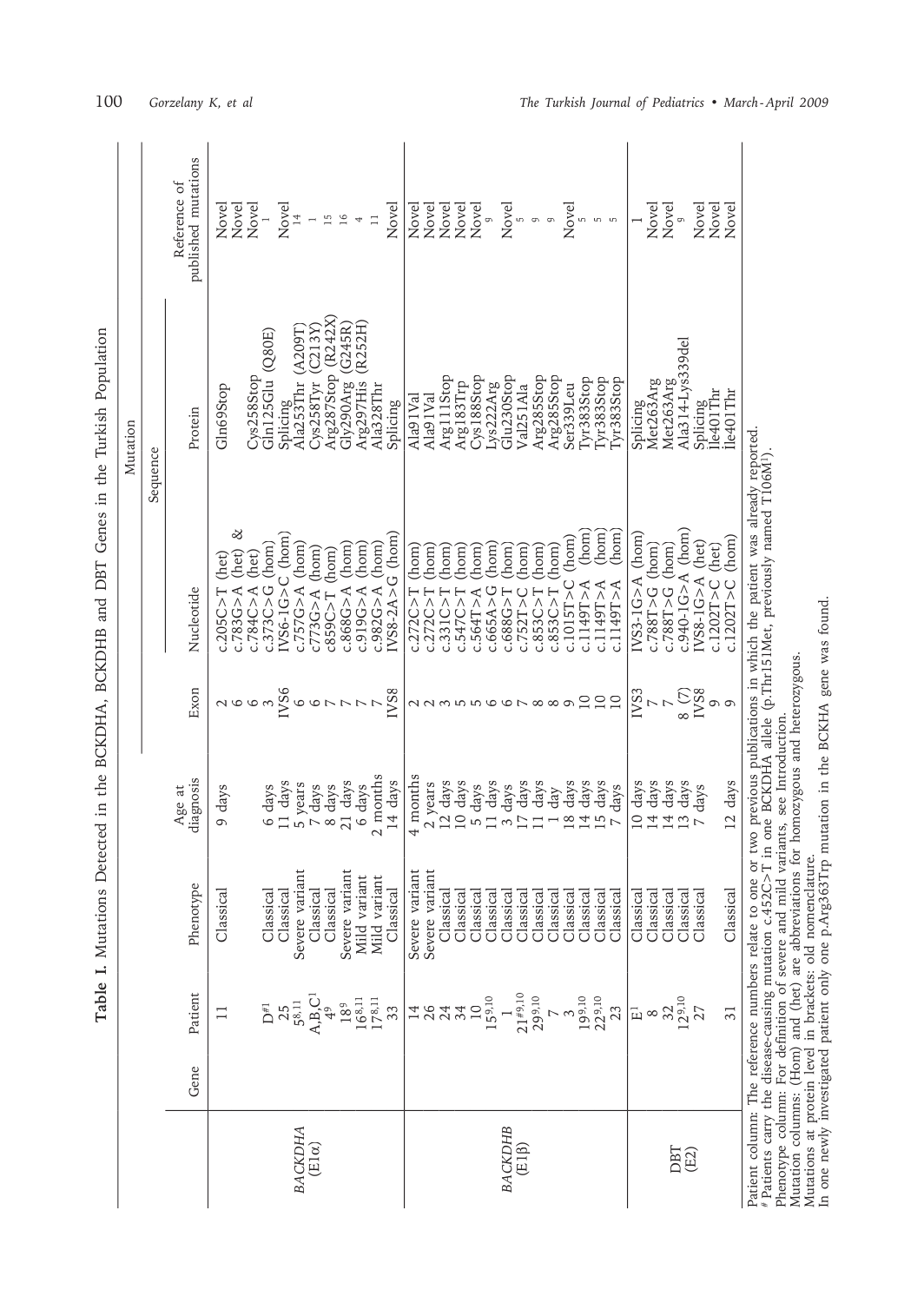**Table I.** Mutations Detected in the BCKDHA, BCKDHB and DBT Genes in the Turkish Population

| Gene | Patient | Phenotype | Age at diagnosis | Mutation: Sequence: Exon | Mutation: Sequence: Nucleotide | Mutation: Protein | Reference of published mutations |
|---|---|---|---|---|---|---|---|
| *BACKDHA* (E1α) | 11 | Classical | 9 days | 2 | c.205C>T (het) | Gln69Stop | Novel |
| | | | | 6 | c.783G>A (het) & | | Novel |
| | | | | 6 | c.784C>A (het) | Cys258Stop | Novel |
| | D[#1] | Classical | 6 days | 3 | c.373C>G (hom) | Gln125Glu (Q80E) | [1] |
| | 25 | Classical | 11 days | IVS6 | IVS6-1G>C (hom) | Splicing | Novel |
| | 5[8,11] | Severe variant | 5 years | 6 | c.757G>A (hom) | Ala253Thr (A209T) | [14] |
| | A,B,C[1] | Classical | 7 days | 6 | c773G>A (hom) | Cys258Tyr (C213Y) | [1] |
| | 4[9] | Classical | 8 days | 7 | c859C>T (hom) | Arg287Stop (R242X) | [15] |
| | 18[9] | Severe variant | 21 days | 7 | c.868G>A (hom) | Gly290Arg (G245R) | [16] |
| | 16[8,11] | Mild variant | 6 days | 7 | c.919G>A (hom) | Arg297His (R252H) | [4] |
| | 17[8,11] | Mild variant | 2 months | 7 | c.982G>A (hom) | Ala328Thr | [11] |
| | 33 | Classical | 14 days | IVS8 | IVS8-2A>G (hom) | Splicing | Novel |
| *BACKDHB* (E1β) | 14 | Severe variant | 4 months | 2 | c.272C>T (hom) | Ala91Val | Novel |
| | 26 | Severe variant | 2 years | 2 | c.272C>T (hom) | Ala91Val | Novel |
| | 24 | Classical | 12 days | 3 | c.331C>T (hom) | Arg111Stop | Novel |
| | 34 | Classical | 10 days | 5 | c.547C>T (hom) | Arg183Trp | Novel |
| | 10 | Classical | 5 days | 5 | c.564T>A (hom) | Cys188Stop | Novel |
| | 15[9,10] | Classical | 11 days | 6 | c.665A>G (hom) | Lys222Arg | [9] |
| | 1 | Classical | 3 days | 6 | c.688G>T (hom) | Glu230Stop | Novel |
| | 21[#9,10] | Classical | 17 days | 7 | c.752T>C (hom) | Val251Ala | [5] |
| | 29[9,10] | Classical | 11 days | 8 | c.853C>T (hom) | Arg285Stop | [9] |
| | 7 | Classical | 1 day | 8 | c.853C>T (hom) | Arg285Stop | [9] |
| | 3 | Classical | 18 days | 9 | c.1015T>C (hom) | Ser339Leu | Novel |
| | 19[9,10] | Classical | 14 days | 10 | c.1149T>A (hom) | Tyr383Stop | [5] |
| | 22[9,10] | Classical | 15 days | 10 | c.1149T>A (hom) | Tyr383Stop | [5] |
| | 23 | Classical | 7 days | 10 | c.1149T>A (hom) | Tyr383Stop | [5] |
| DBT (E2) | E[1] | Classical | 10 days | IVS3 | IVS3-1G>A (hom) | Splicing | [1] |
| | 8 | Classical | 14 days | 7 | c.788T>G (hom) | Met263Arg | Novel |
| | 32 | Classical | 14 days | 7 | c.788T>G (hom) | Met263Arg | Novel |
| | 12[9,10] | Classical | 13 days | 8 (7) | c.940-1G>A (hom) | Ala314-Lys339del | [9] |
| | 27 | Classical | 7 days | IVS8 | IVS8-1G>A (het) | Splicing | Novel |
| | | | | 9 | c.1202T>C (het) | Ile401Thr | Novel |
| | 31 | Classical | 12 days | 9 | c.1202T>C (hom) | Ile401Thr | Novel |

Patient column: The reference numbers relate to one or two previous publications in which the patient was already reported.
[#] Patients carry the disease-causing mutation c.452C>T in one BCKDHA allele (p.Thr151Met, previously named T106M[1]).
Phenotype column: For definition of severe and mild variants, see Introduction.
Mutation columns: (Hom) and (het) are abbreviations for homozygous and heterozygous.
Mutations at protein level in brackets: old nomenclature.
In one newly investigated patient only one p.Arg363Trp mutation in the BCKHA gene was found.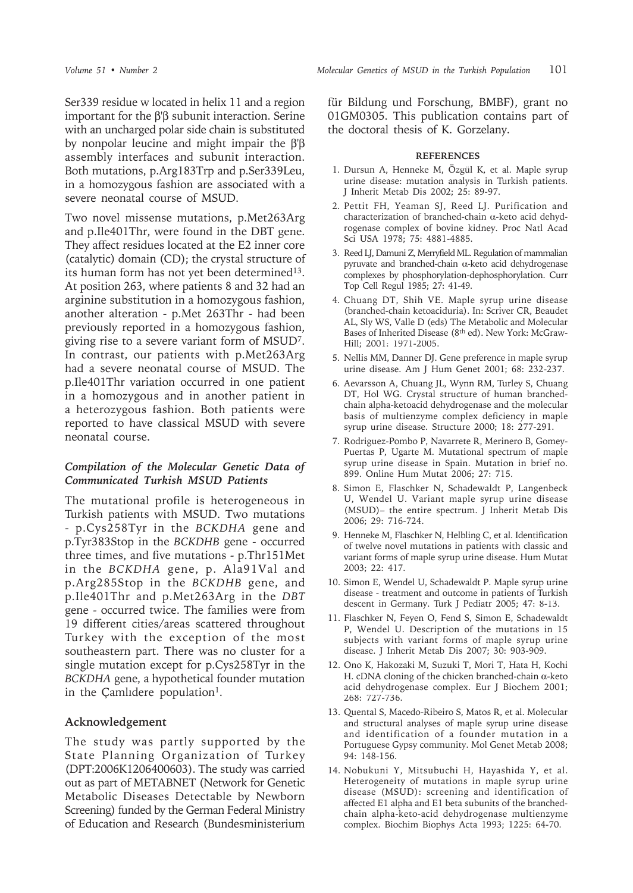Ser339 residue w located in helix 11 and a region important for the β'β subunit interaction. Serine with an uncharged polar side chain is substituted by nonpolar leucine and might impair the β'β assembly interfaces and subunit interaction. Both mutations, p.Arg183Trp and p.Ser339Leu, in a homozygous fashion are associated with a severe neonatal course of MSUD.

Two novel missense mutations, p.Met263Arg and p.Ile401Thr, were found in the DBT gene. They affect residues located at the E2 inner core (catalytic) domain (CD); the crystal structure of its human form has not yet been determined[13]. At position 263, where patients 8 and 32 had an arginine substitution in a homozygous fashion, another alteration - p.Met 263Thr - had been previously reported in a homozygous fashion, giving rise to a severe variant form of MSUD[7]. In contrast, our patients with p.Met263Arg had a severe neonatal course of MSUD. The p.Ile401Thr variation occurred in one patient in a homozygous and in another patient in a heterozygous fashion. Both patients were reported to have classical MSUD with severe neonatal course.

### *Compilation of the Molecular Genetic Data of Communicated Turkish MSUD Patients*

The mutational profile is heterogeneous in Turkish patients with MSUD. Two mutations - p.Cys258Tyr in the *BCKDHA* gene and p.Tyr383Stop in the *BCKDHB* gene - occurred three times, and five mutations - p.Thr151Met in the *BCKDHA* gene, p. Ala91Val and p.Arg285Stop in the *BCKDHB* gene, and p.Ile401Thr and p.Met263Arg in the *DBT* gene - occurred twice. The families were from 19 different cities/areas scattered throughout Turkey with the exception of the most southeastern part. There was no cluster for a single mutation except for p.Cys258Tyr in the *BCKDHA* gene, a hypothetical founder mutation in the Çamlıdere population[1].

### Acknowledgement

The study was partly supported by the State Planning Organization of Turkey (DPT:2006K1206400603). The study was carried out as part of METABNET (Network for Genetic Metabolic Diseases Detectable by Newborn Screening) funded by the German Federal Ministry of Education and Research (Bundesministerium für Bildung und Forschung, BMBF), grant no 01GM0305. This publication contains part of the doctoral thesis of K. Gorzelany.

#### REFERENCES

1. Dursun A, Henneke M, Özgül K, et al. Maple syrup urine disease: mutation analysis in Turkish patients. J Inherit Metab Dis 2002; 25: 89-97.
2. Pettit FH, Yeaman SJ, Reed LJ. Purification and characterization of branched-chain α-keto acid dehydrogenase complex of bovine kidney. Proc Natl Acad Sci USA 1978; 75: 4881-4885.
3. Reed LJ, Damuni Z, Merryfield ML. Regulation of mammalian pyruvate and branched-chain α-keto acid dehydrogenase complexes by phosphorylation-dephosphorylation. Curr Top Cell Regul 1985; 27: 41-49.
4. Chuang DT, Shih VE. Maple syrup urine disease (branched-chain ketoaciduria). In: Scriver CR, Beaudet AL, Sly WS, Valle D (eds) The Metabolic and Molecular Bases of Inherited Disease (8th ed). New York: McGraw-Hill; 2001: 1971-2005.
5. Nellis MM, Danner DJ. Gene preference in maple syrup urine disease. Am J Hum Genet 2001; 68: 232-237.
6. Aevarsson A, Chuang JL, Wynn RM, Turley S, Chuang DT, Hol WG. Crystal structure of human branched-chain alpha-ketoacid dehydrogenase and the molecular basis of multienzyme complex deficiency in maple syrup urine disease. Structure 2000; 18: 277-291.
7. Rodriguez-Pombo P, Navarrete R, Merinero B, Gomey-Puertas P, Ugarte M. Mutational spectrum of maple syrup urine disease in Spain. Mutation in brief no. 899. Online Hum Mutat 2006; 27: 715.
8. Simon E, Flaschker N, Schadewaldt P, Langenbeck U, Wendel U. Variant maple syrup urine disease (MSUD)– the entire spectrum. J Inherit Metab Dis 2006; 29: 716-724.
9. Henneke M, Flaschker N, Helbling C, et al. Identification of twelve novel mutations in patients with classic and variant forms of maple syrup urine disease. Hum Mutat 2003; 22: 417.
10. Simon E, Wendel U, Schadewaldt P. Maple syrup urine disease - treatment and outcome in patients of Turkish descent in Germany. Turk J Pediatr 2005; 47: 8-13.
11. Flaschker N, Feyen O, Fend S, Simon E, Schadewaldt P, Wendel U. Description of the mutations in 15 subjects with variant forms of maple syrup urine disease. J Inherit Metab Dis 2007; 30: 903-909.
12. Ono K, Hakozaki M, Suzuki T, Mori T, Hata H, Kochi H. cDNA cloning of the chicken branched-chain α-keto acid dehydrogenase complex. Eur J Biochem 2001; 268: 727-736.
13. Quental S, Macedo-Ribeiro S, Matos R, et al. Molecular and structural analyses of maple syrup urine disease and identification of a founder mutation in a Portuguese Gypsy community. Mol Genet Metab 2008; 94: 148-156.
14. Nobukuni Y, Mitsubuchi H, Hayashida Y, et al. Heterogeneity of mutations in maple syrup urine disease (MSUD): screening and identification of affected E1 alpha and E1 beta subunits of the branched-chain alpha-keto-acid dehydrogenase multienzyme complex. Biochim Biophys Acta 1993; 1225: 64-70.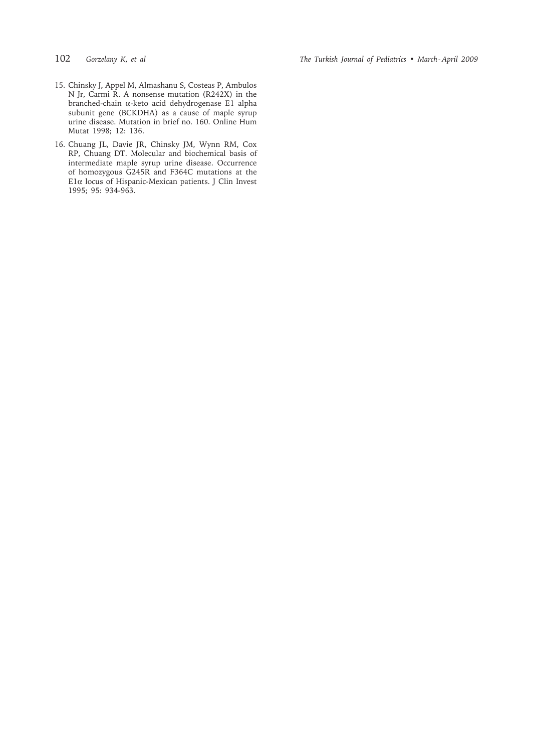15. Chinsky J, Appel M, Almashanu S, Costeas P, Ambulos N Jr, Carmi R. A nonsense mutation (R242X) in the branched-chain α-keto acid dehydrogenase E1 alpha subunit gene (BCKDHA) as a cause of maple syrup urine disease. Mutation in brief no. 160. Online Hum Mutat 1998; 12: 136.

16. Chuang JL, Davie JR, Chinsky JM, Wynn RM, Cox RP, Chuang DT. Molecular and biochemical basis of intermediate maple syrup urine disease. Occurrence of homozygous G245R and F364C mutations at the E1α locus of Hispanic-Mexican patients. J Clin Invest 1995; 95: 934-963.